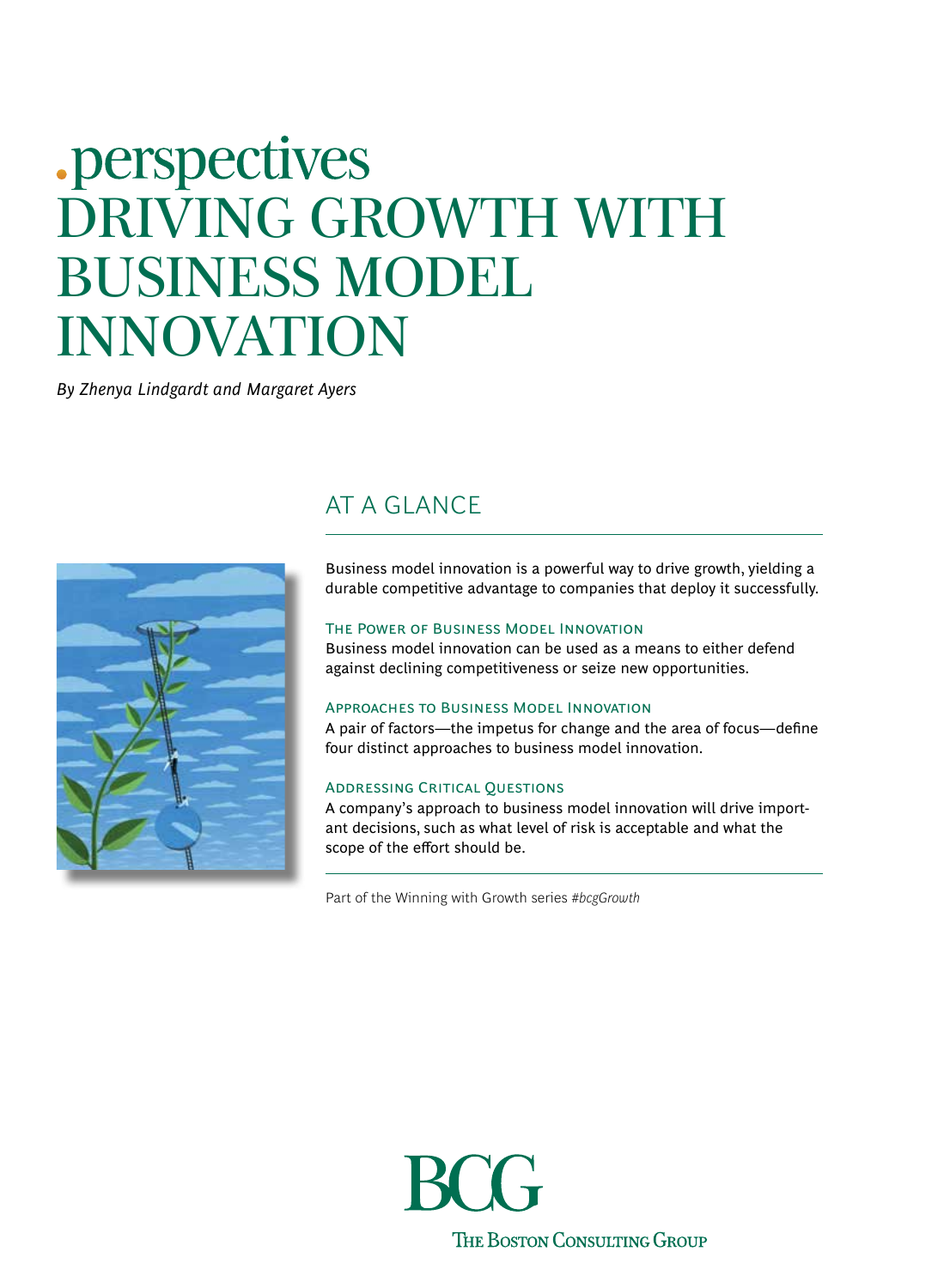.perspectives

# DRIVING GROWTH WITH BUSINESS MODEL INNOVATION

*By Zhenya Lindgardt and Margaret Ayers*

## AT A GLANCE

Business model innovation is a powerful way to drive growth, yielding a durable competitive advantage to companies that deploy it successfully.

### The Power of Business Model Innovation

Business model innovation can be used as a means to either defend against declining competitiveness or seize new opportunities.

### Approaches to Business Model Innovation

A pair of factors—the impetus for change and the area of focus—define four distinct approaches to business model innovation.

### Addressing Critical Questions

A company's approach to business model innovation will drive important decisions, such as what level of risk is acceptable and what the scope of the effort should be.

Part of the Winning with Growth series *#bcgGrowth*

BCG
THE BOSTON CONSULTING GROUP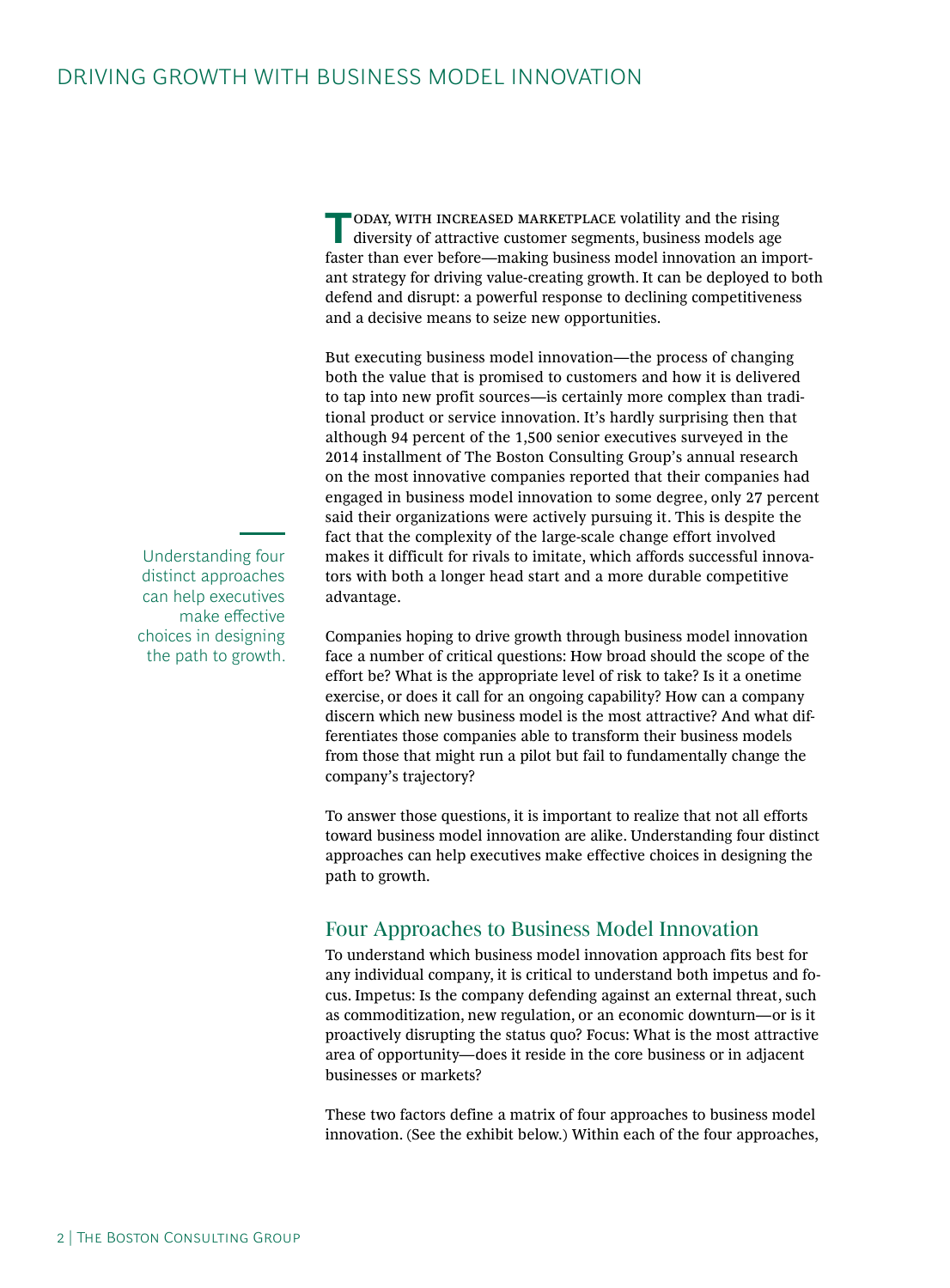Today, with increased marketplace volatility and the rising diversity of attractive customer segments, business models age faster than ever before—making business model innovation an important strategy for driving value-creating growth. It can be deployed to both defend and disrupt: a powerful response to declining competitiveness and a decisive means to seize new opportunities.

But executing business model innovation—the process of changing both the value that is promised to customers and how it is delivered to tap into new profit sources—is certainly more complex than traditional product or service innovation. It's hardly surprising then that although 94 percent of the 1,500 senior executives surveyed in the 2014 installment of The Boston Consulting Group's annual research on the most innovative companies reported that their companies had engaged in business model innovation to some degree, only 27 percent said their organizations were actively pursuing it. This is despite the fact that the complexity of the large-scale change effort involved makes it difficult for rivals to imitate, which affords successful innovators with both a longer head start and a more durable competitive advantage.

> Understanding four distinct approaches can help executives make effective choices in designing the path to growth.

Companies hoping to drive growth through business model innovation face a number of critical questions: How broad should the scope of the effort be? What is the appropriate level of risk to take? Is it a onetime exercise, or does it call for an ongoing capability? How can a company discern which new business model is the most attractive? And what differentiates those companies able to transform their business models from those that might run a pilot but fail to fundamentally change the company's trajectory?

To answer those questions, it is important to realize that not all efforts toward business model innovation are alike. Understanding four distinct approaches can help executives make effective choices in designing the path to growth.

## Four Approaches to Business Model Innovation

To understand which business model innovation approach fits best for any individual company, it is critical to understand both impetus and focus. Impetus: Is the company defending against an external threat, such as commoditization, new regulation, or an economic downturn—or is it proactively disrupting the status quo? Focus: What is the most attractive area of opportunity—does it reside in the core business or in adjacent businesses or markets?

These two factors define a matrix of four approaches to business model innovation. (See the exhibit below.) Within each of the four approaches,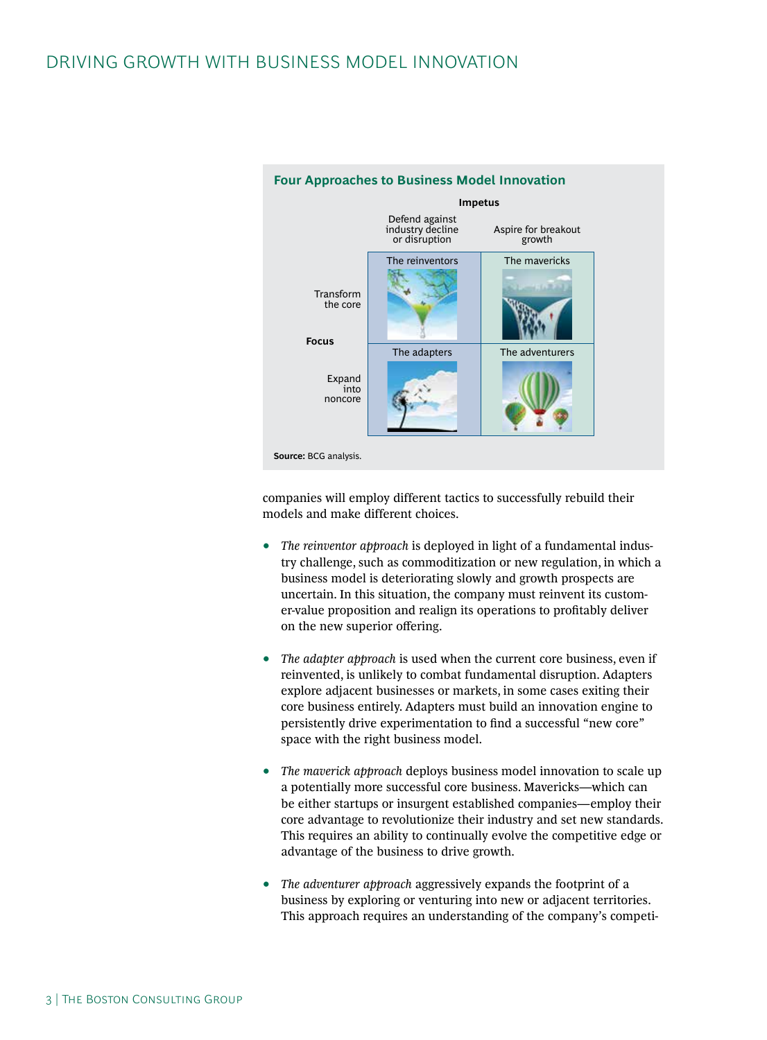**Four Approaches to Business Model Innovation**

| | | Impetus | |
|---|---|---|---|
| | | Defend against industry decline or disruption | Aspire for breakout growth |
| **Focus** | Transform the core | The reinventors | The mavericks |
| | Expand into noncore | The adapters | The adventurers |

**Source:** BCG analysis.

companies will employ different tactics to successfully rebuild their models and make different choices.

- *The reinventor approach* is deployed in light of a fundamental industry challenge, such as commoditization or new regulation, in which a business model is deteriorating slowly and growth prospects are uncertain. In this situation, the company must reinvent its customer-value proposition and realign its operations to profitably deliver on the new superior offering.

- *The adapter approach* is used when the current core business, even if reinvented, is unlikely to combat fundamental disruption. Adapters explore adjacent businesses or markets, in some cases exiting their core business entirely. Adapters must build an innovation engine to persistently drive experimentation to find a successful "new core" space with the right business model.

- *The maverick approach* deploys business model innovation to scale up a potentially more successful core business. Mavericks—which can be either startups or insurgent established companies—employ their core advantage to revolutionize their industry and set new standards. This requires an ability to continually evolve the competitive edge or advantage of the business to drive growth.

- *The adventurer approach* aggressively expands the footprint of a business by exploring or venturing into new or adjacent territories. This approach requires an understanding of the company's competi-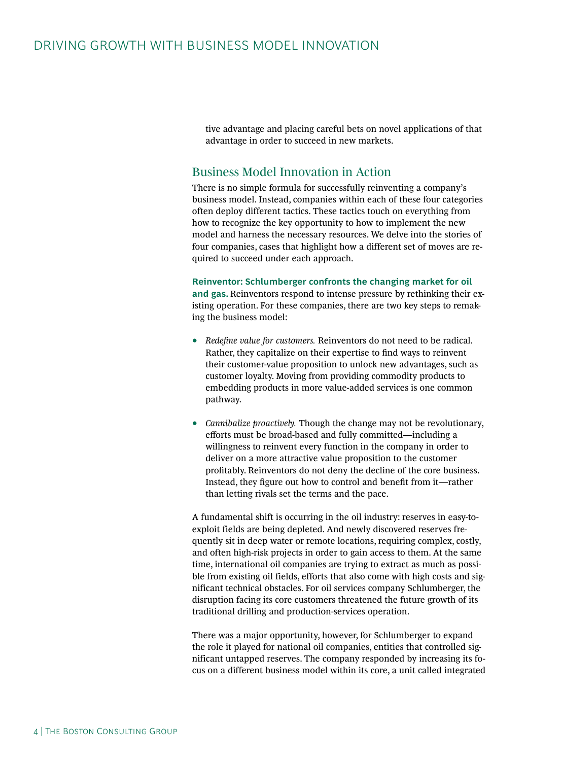tive advantage and placing careful bets on novel applications of that advantage in order to succeed in new markets.

## Business Model Innovation in Action

There is no simple formula for successfully reinventing a company's business model. Instead, companies within each of these four categories often deploy different tactics. These tactics touch on everything from how to recognize the key opportunity to how to implement the new model and harness the necessary resources. We delve into the stories of four companies, cases that highlight how a different set of moves are required to succeed under each approach.

**Reinventor: Schlumberger confronts the changing market for oil and gas.** Reinventors respond to intense pressure by rethinking their existing operation. For these companies, there are two key steps to remaking the business model:

- *Redefine value for customers.* Reinventors do not need to be radical. Rather, they capitalize on their expertise to find ways to reinvent their customer-value proposition to unlock new advantages, such as customer loyalty. Moving from providing commodity products to embedding products in more value-added services is one common pathway.

- *Cannibalize proactively.* Though the change may not be revolutionary, efforts must be broad-based and fully committed—including a willingness to reinvent every function in the company in order to deliver on a more attractive value proposition to the customer profitably. Reinventors do not deny the decline of the core business. Instead, they figure out how to control and benefit from it—rather than letting rivals set the terms and the pace.

A fundamental shift is occurring in the oil industry: reserves in easy-to-exploit fields are being depleted. And newly discovered reserves frequently sit in deep water or remote locations, requiring complex, costly, and often high-risk projects in order to gain access to them. At the same time, international oil companies are trying to extract as much as possible from existing oil fields, efforts that also come with high costs and significant technical obstacles. For oil services company Schlumberger, the disruption facing its core customers threatened the future growth of its traditional drilling and production-services operation.

There was a major opportunity, however, for Schlumberger to expand the role it played for national oil companies, entities that controlled significant untapped reserves. The company responded by increasing its focus on a different business model within its core, a unit called integrated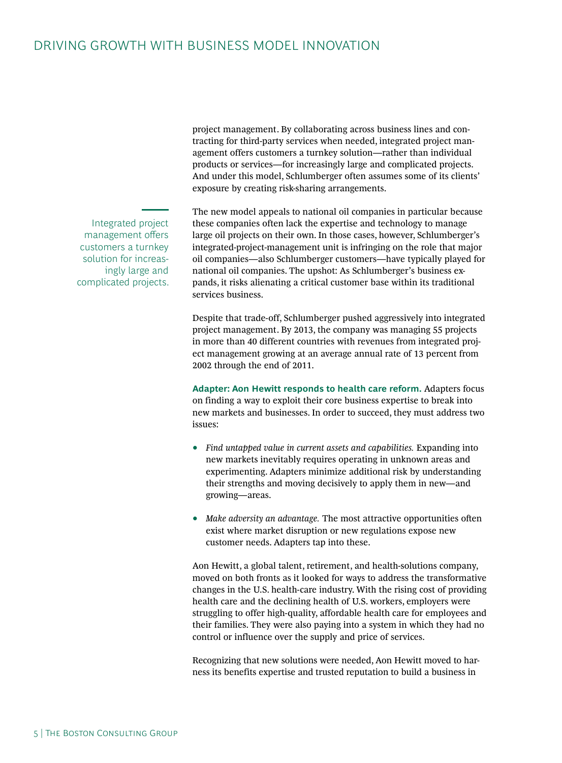project management. By collaborating across business lines and contracting for third-party services when needed, integrated project management offers customers a turnkey solution—rather than individual products or services—for increasingly large and complicated projects. And under this model, Schlumberger often assumes some of its clients' exposure by creating risk-sharing arrangements.

> Integrated project management offers customers a turnkey solution for increasingly large and complicated projects.

The new model appeals to national oil companies in particular because these companies often lack the expertise and technology to manage large oil projects on their own. In those cases, however, Schlumberger's integrated-project-management unit is infringing on the role that major oil companies—also Schlumberger customers—have typically played for national oil companies. The upshot: As Schlumberger's business expands, it risks alienating a critical customer base within its traditional services business.

Despite that trade-off, Schlumberger pushed aggressively into integrated project management. By 2013, the company was managing 55 projects in more than 40 different countries with revenues from integrated project management growing at an average annual rate of 13 percent from 2002 through the end of 2011.

**Adapter: Aon Hewitt responds to health care reform.** Adapters focus on finding a way to exploit their core business expertise to break into new markets and businesses. In order to succeed, they must address two issues:

- *Find untapped value in current assets and capabilities.* Expanding into new markets inevitably requires operating in unknown areas and experimenting. Adapters minimize additional risk by understanding their strengths and moving decisively to apply them in new—and growing—areas.
- *Make adversity an advantage.* The most attractive opportunities often exist where market disruption or new regulations expose new customer needs. Adapters tap into these.

Aon Hewitt, a global talent, retirement, and health-solutions company, moved on both fronts as it looked for ways to address the transformative changes in the U.S. health-care industry. With the rising cost of providing health care and the declining health of U.S. workers, employers were struggling to offer high-quality, affordable health care for employees and their families. They were also paying into a system in which they had no control or influence over the supply and price of services.

Recognizing that new solutions were needed, Aon Hewitt moved to harness its benefits expertise and trusted reputation to build a business in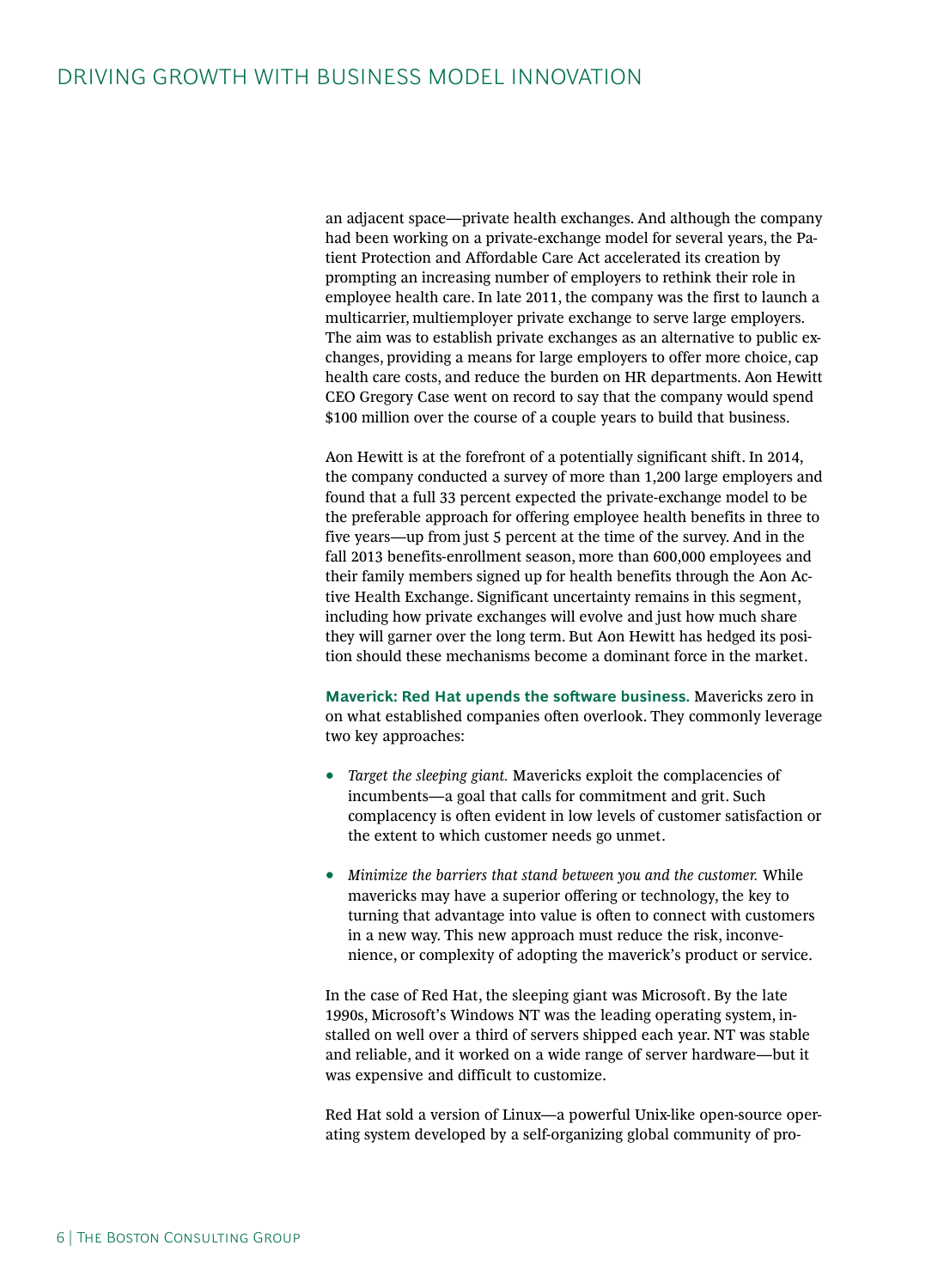an adjacent space—private health exchanges. And although the company had been working on a private-exchange model for several years, the Patient Protection and Affordable Care Act accelerated its creation by prompting an increasing number of employers to rethink their role in employee health care. In late 2011, the company was the first to launch a multicarrier, multiemployer private exchange to serve large employers. The aim was to establish private exchanges as an alternative to public exchanges, providing a means for large employers to offer more choice, cap health care costs, and reduce the burden on HR departments. Aon Hewitt CEO Gregory Case went on record to say that the company would spend $100 million over the course of a couple years to build that business.

Aon Hewitt is at the forefront of a potentially significant shift. In 2014, the company conducted a survey of more than 1,200 large employers and found that a full 33 percent expected the private-exchange model to be the preferable approach for offering employee health benefits in three to five years—up from just 5 percent at the time of the survey. And in the fall 2013 benefits-enrollment season, more than 600,000 employees and their family members signed up for health benefits through the Aon Active Health Exchange. Significant uncertainty remains in this segment, including how private exchanges will evolve and just how much share they will garner over the long term. But Aon Hewitt has hedged its position should these mechanisms become a dominant force in the market.

**Maverick: Red Hat upends the software business.** Mavericks zero in on what established companies often overlook. They commonly leverage two key approaches:

- *Target the sleeping giant.* Mavericks exploit the complacencies of incumbents—a goal that calls for commitment and grit. Such complacency is often evident in low levels of customer satisfaction or the extent to which customer needs go unmet.

- *Minimize the barriers that stand between you and the customer.* While mavericks may have a superior offering or technology, the key to turning that advantage into value is often to connect with customers in a new way. This new approach must reduce the risk, inconvenience, or complexity of adopting the maverick's product or service.

In the case of Red Hat, the sleeping giant was Microsoft. By the late 1990s, Microsoft's Windows NT was the leading operating system, installed on well over a third of servers shipped each year. NT was stable and reliable, and it worked on a wide range of server hardware—but it was expensive and difficult to customize.

Red Hat sold a version of Linux—a powerful Unix-like open-source operating system developed by a self-organizing global community of pro-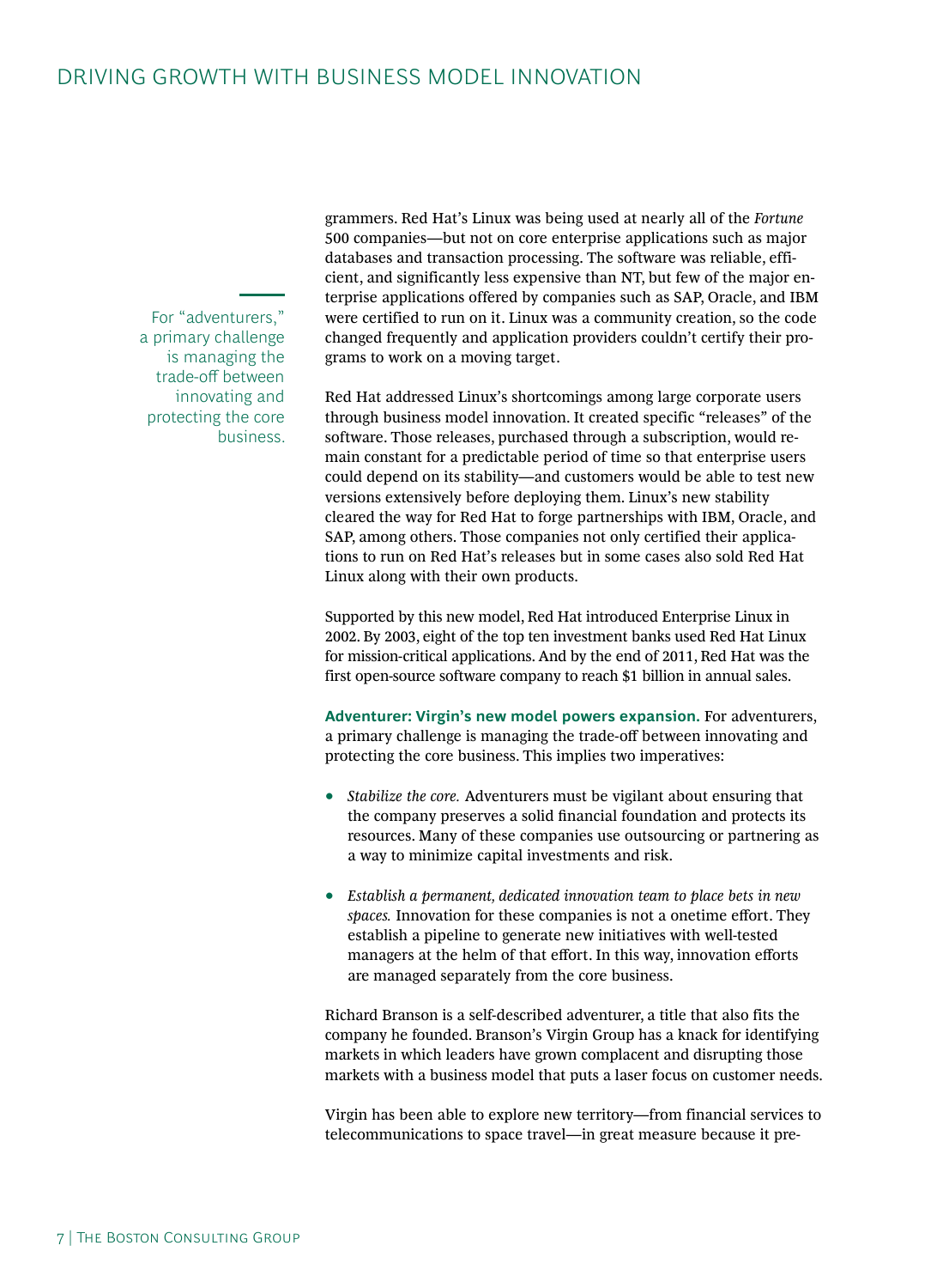grammers. Red Hat's Linux was being used at nearly all of the *Fortune* 500 companies—but not on core enterprise applications such as major databases and transaction processing. The software was reliable, efficient, and significantly less expensive than NT, but few of the major enterprise applications offered by companies such as SAP, Oracle, and IBM were certified to run on it. Linux was a community creation, so the code changed frequently and application providers couldn't certify their programs to work on a moving target.

> For "adventurers," a primary challenge is managing the trade-off between innovating and protecting the core business.

Red Hat addressed Linux's shortcomings among large corporate users through business model innovation. It created specific "releases" of the software. Those releases, purchased through a subscription, would remain constant for a predictable period of time so that enterprise users could depend on its stability—and customers would be able to test new versions extensively before deploying them. Linux's new stability cleared the way for Red Hat to forge partnerships with IBM, Oracle, and SAP, among others. Those companies not only certified their applications to run on Red Hat's releases but in some cases also sold Red Hat Linux along with their own products.

Supported by this new model, Red Hat introduced Enterprise Linux in 2002. By 2003, eight of the top ten investment banks used Red Hat Linux for mission-critical applications. And by the end of 2011, Red Hat was the first open-source software company to reach $1 billion in annual sales.

**Adventurer: Virgin's new model powers expansion.** For adventurers, a primary challenge is managing the trade-off between innovating and protecting the core business. This implies two imperatives:

- *Stabilize the core.* Adventurers must be vigilant about ensuring that the company preserves a solid financial foundation and protects its resources. Many of these companies use outsourcing or partnering as a way to minimize capital investments and risk.
- *Establish a permanent, dedicated innovation team to place bets in new spaces.* Innovation for these companies is not a onetime effort. They establish a pipeline to generate new initiatives with well-tested managers at the helm of that effort. In this way, innovation efforts are managed separately from the core business.

Richard Branson is a self-described adventurer, a title that also fits the company he founded. Branson's Virgin Group has a knack for identifying markets in which leaders have grown complacent and disrupting those markets with a business model that puts a laser focus on customer needs.

Virgin has been able to explore new territory—from financial services to telecommunications to space travel—in great measure because it pre-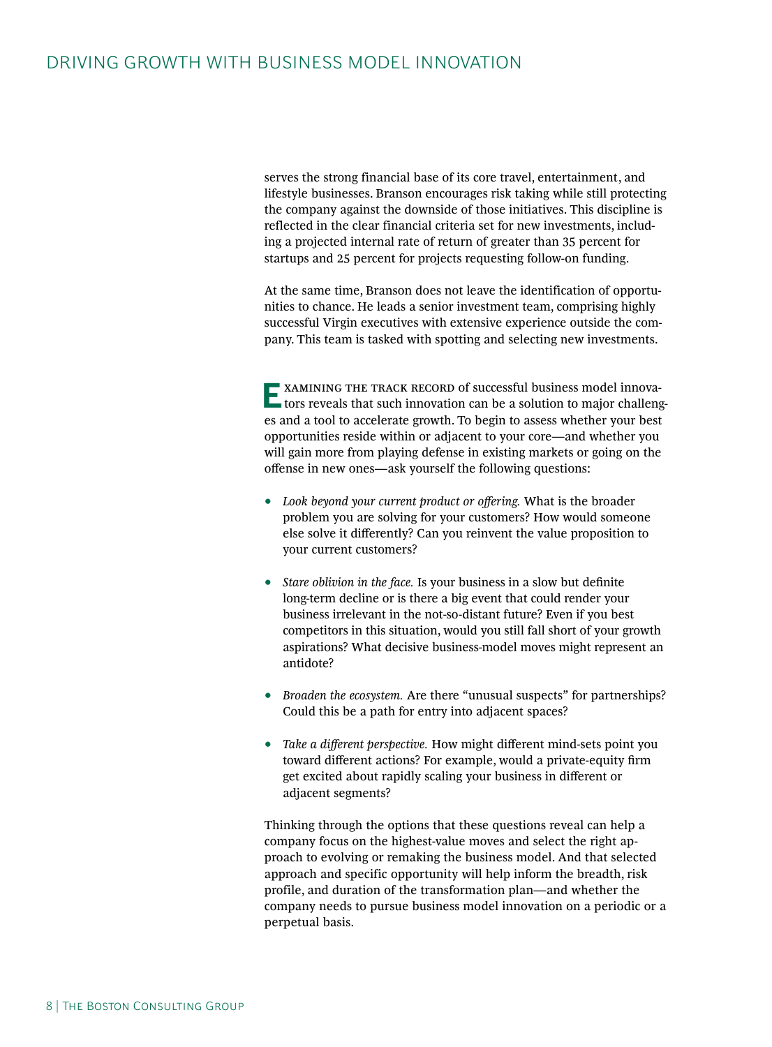serves the strong financial base of its core travel, entertainment, and lifestyle businesses. Branson encourages risk taking while still protecting the company against the downside of those initiatives. This discipline is reflected in the clear financial criteria set for new investments, including a projected internal rate of return of greater than 35 percent for startups and 25 percent for projects requesting follow-on funding.

At the same time, Branson does not leave the identification of opportunities to chance. He leads a senior investment team, comprising highly successful Virgin executives with extensive experience outside the company. This team is tasked with spotting and selecting new investments.

Examining the track record of successful business model innovators reveals that such innovation can be a solution to major challenges and a tool to accelerate growth. To begin to assess whether your best opportunities reside within or adjacent to your core—and whether you will gain more from playing defense in existing markets or going on the offense in new ones—ask yourself the following questions:

- *Look beyond your current product or offering.* What is the broader problem you are solving for your customers? How would someone else solve it differently? Can you reinvent the value proposition to your current customers?

- *Stare oblivion in the face.* Is your business in a slow but definite long-term decline or is there a big event that could render your business irrelevant in the not-so-distant future? Even if you best competitors in this situation, would you still fall short of your growth aspirations? What decisive business-model moves might represent an antidote?

- *Broaden the ecosystem.* Are there "unusual suspects" for partnerships? Could this be a path for entry into adjacent spaces?

- *Take a different perspective.* How might different mind-sets point you toward different actions? For example, would a private-equity firm get excited about rapidly scaling your business in different or adjacent segments?

Thinking through the options that these questions reveal can help a company focus on the highest-value moves and select the right approach to evolving or remaking the business model. And that selected approach and specific opportunity will help inform the breadth, risk profile, and duration of the transformation plan—and whether the company needs to pursue business model innovation on a periodic or a perpetual basis.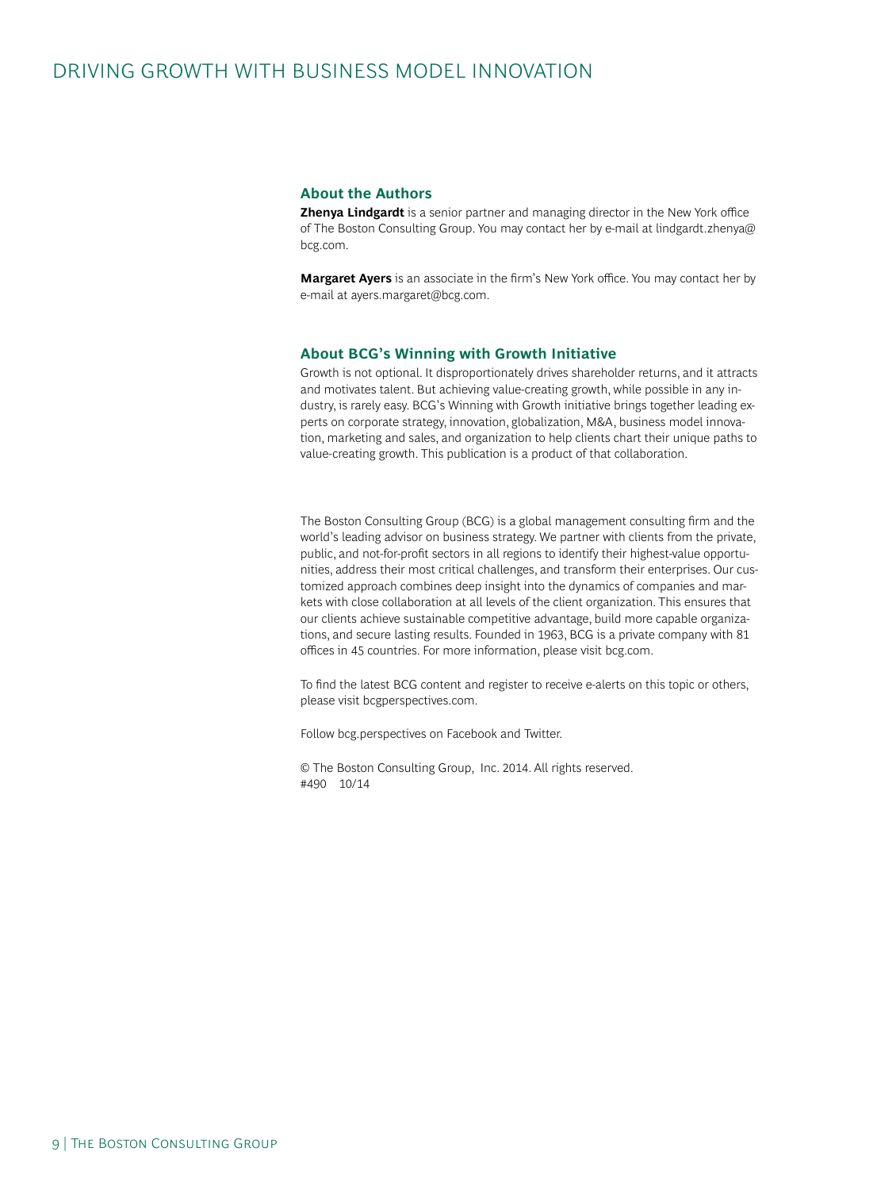## About the Authors

**Zhenya Lindgardt** is a senior partner and managing director in the New York office of The Boston Consulting Group. You may contact her by e-mail at lindgardt.zhenya@bcg.com.

**Margaret Ayers** is an associate in the firm's New York office. You may contact her by e-mail at ayers.margaret@bcg.com.

## About BCG's Winning with Growth Initiative

Growth is not optional. It disproportionately drives shareholder returns, and it attracts and motivates talent. But achieving value-creating growth, while possible in any industry, is rarely easy. BCG's Winning with Growth initiative brings together leading experts on corporate strategy, innovation, globalization, M&A, business model innovation, marketing and sales, and organization to help clients chart their unique paths to value-creating growth. This publication is a product of that collaboration.

The Boston Consulting Group (BCG) is a global management consulting firm and the world's leading advisor on business strategy. We partner with clients from the private, public, and not-for-profit sectors in all regions to identify their highest-value opportunities, address their most critical challenges, and transform their enterprises. Our customized approach combines deep insight into the dynamics of companies and markets with close collaboration at all levels of the client organization. This ensures that our clients achieve sustainable competitive advantage, build more capable organizations, and secure lasting results. Founded in 1963, BCG is a private company with 81 offices in 45 countries. For more information, please visit bcg.com.

To find the latest BCG content and register to receive e-alerts on this topic or others, please visit bcgperspectives.com.

Follow bcg.perspectives on Facebook and Twitter.

© The Boston Consulting Group, Inc. 2014. All rights reserved.
#490 10/14